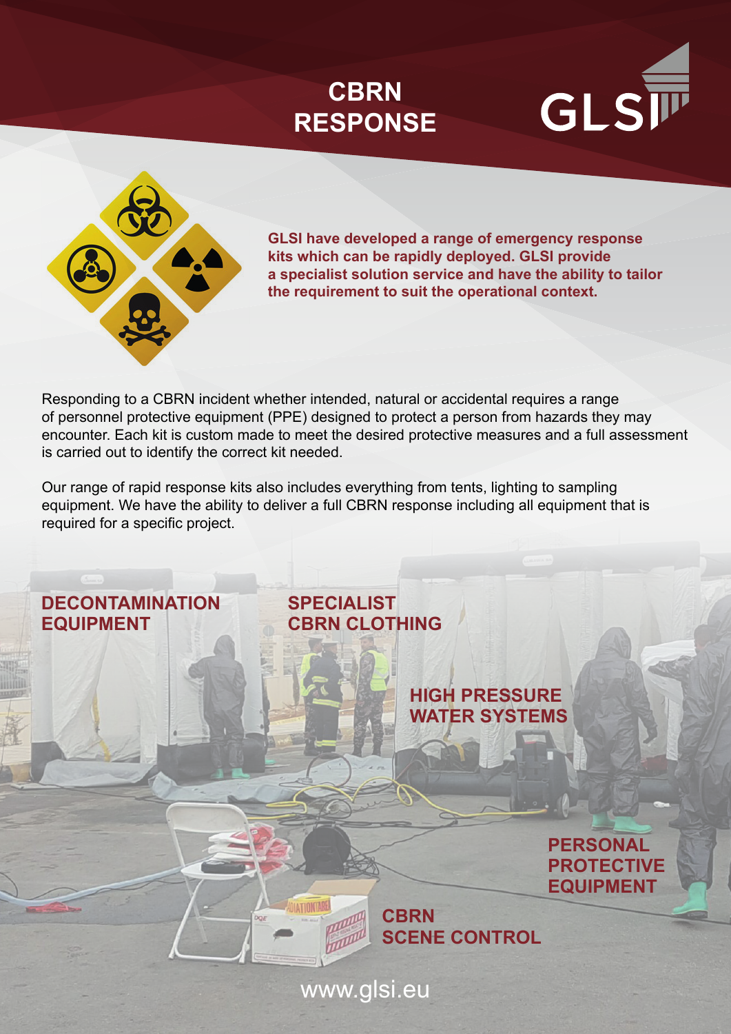# CBRN RESPONSE

GLSI

**GLSI have developed a range of emergency response kits which can be rapidly deployed. GLSI provide a specialist solution service and have the ability to tailor the requirement to suit the operational context.**

Responding to a CBRN incident whether intended, natural or accidental requires a range of personnel protective equipment (PPE) designed to protect a person from hazards they may encounter. Each kit is custom made to meet the desired protective measures and a full assessment is carried out to identify the correct kit needed.

Our range of rapid response kits also includes everything from tents, lighting to sampling equipment. We have the ability to deliver a full CBRN response including all equipment that is required for a specific project.

**DECONTAMINATION EQUIPMENT**

**SPECIALIST CBRN CLOTHING**

**HIGH PRESSURE WATER SYSTEMS**

**PERSONAL PROTECTIVE EQUIPMENT**

**CBRN SCENE CONTROL**

www.glsi.eu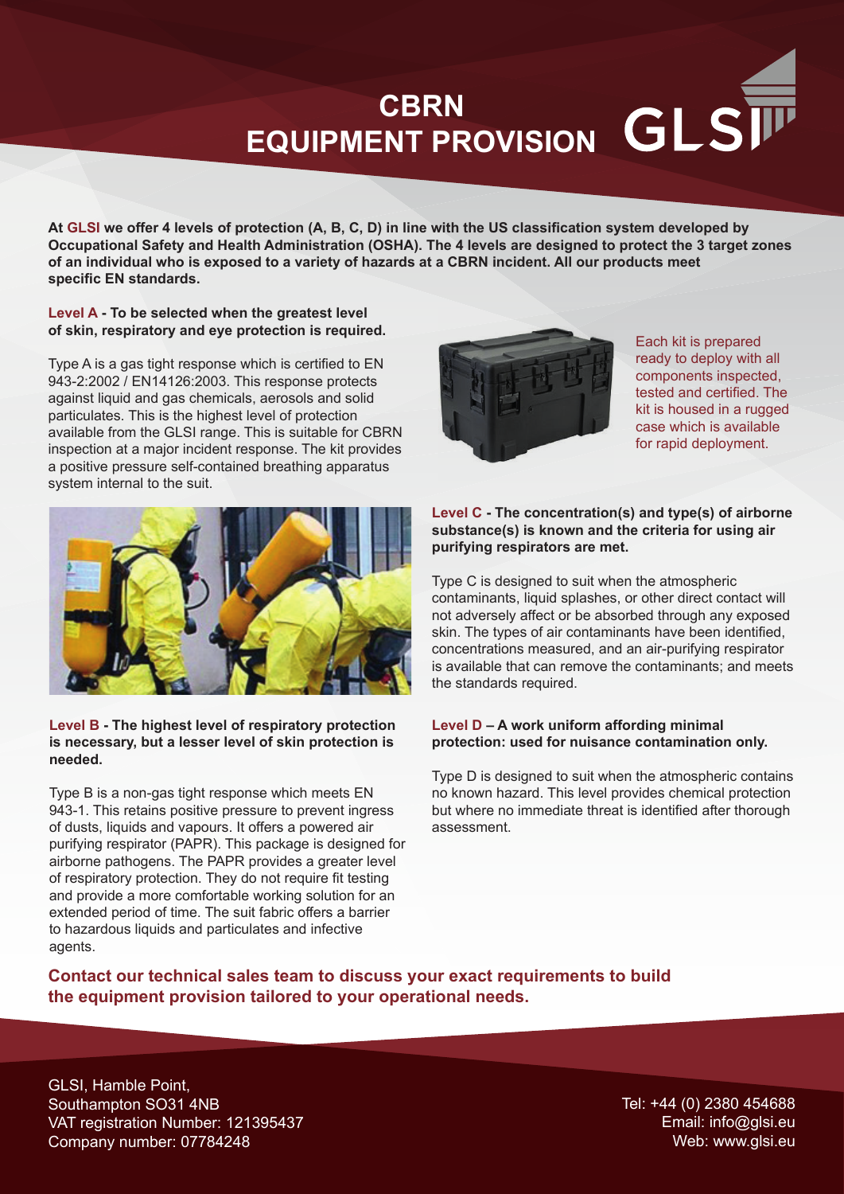# CBRN EQUIPMENT PROVISION

GLSI

**At GLSI we offer 4 levels of protection (A, B, C, D) in line with the US classification system developed by Occupational Safety and Health Administration (OSHA). The 4 levels are designed to protect the 3 target zones of an individual who is exposed to a variety of hazards at a CBRN incident. All our products meet specific EN standards.**

**Level A - To be selected when the greatest level of skin, respiratory and eye protection is required.**

Type A is a gas tight response which is certified to EN 943-2:2002 / EN14126:2003. This response protects against liquid and gas chemicals, aerosols and solid particulates. This is the highest level of protection available from the GLSI range. This is suitable for CBRN inspection at a major incident response. The kit provides a positive pressure self-contained breathing apparatus system internal to the suit.

Each kit is prepared ready to deploy with all components inspected, tested and certified. The kit is housed in a rugged case which is available for rapid deployment.

**Level B - The highest level of respiratory protection is necessary, but a lesser level of skin protection is needed.**

Type B is a non-gas tight response which meets EN 943-1. This retains positive pressure to prevent ingress of dusts, liquids and vapours. It offers a powered air purifying respirator (PAPR). This package is designed for airborne pathogens. The PAPR provides a greater level of respiratory protection. They do not require fit testing and provide a more comfortable working solution for an extended period of time. The suit fabric offers a barrier to hazardous liquids and particulates and infective agents.

**Level C - The concentration(s) and type(s) of airborne substance(s) is known and the criteria for using air purifying respirators are met.**

Type C is designed to suit when the atmospheric contaminants, liquid splashes, or other direct contact will not adversely affect or be absorbed through any exposed skin. The types of air contaminants have been identified, concentrations measured, and an air-purifying respirator is available that can remove the contaminants; and meets the standards required.

**Level D – A work uniform affording minimal protection: used for nuisance contamination only.**

Type D is designed to suit when the atmospheric contains no known hazard. This level provides chemical protection but where no immediate threat is identified after thorough assessment.

**Contact our technical sales team to discuss your exact requirements to build the equipment provision tailored to your operational needs.**

GLSI, Hamble Point,
Southampton SO31 4NB
VAT registration Number: 121395437
Company number: 07784248

Tel: +44 (0) 2380 454688
Email: info@glsi.eu
Web: www.glsi.eu